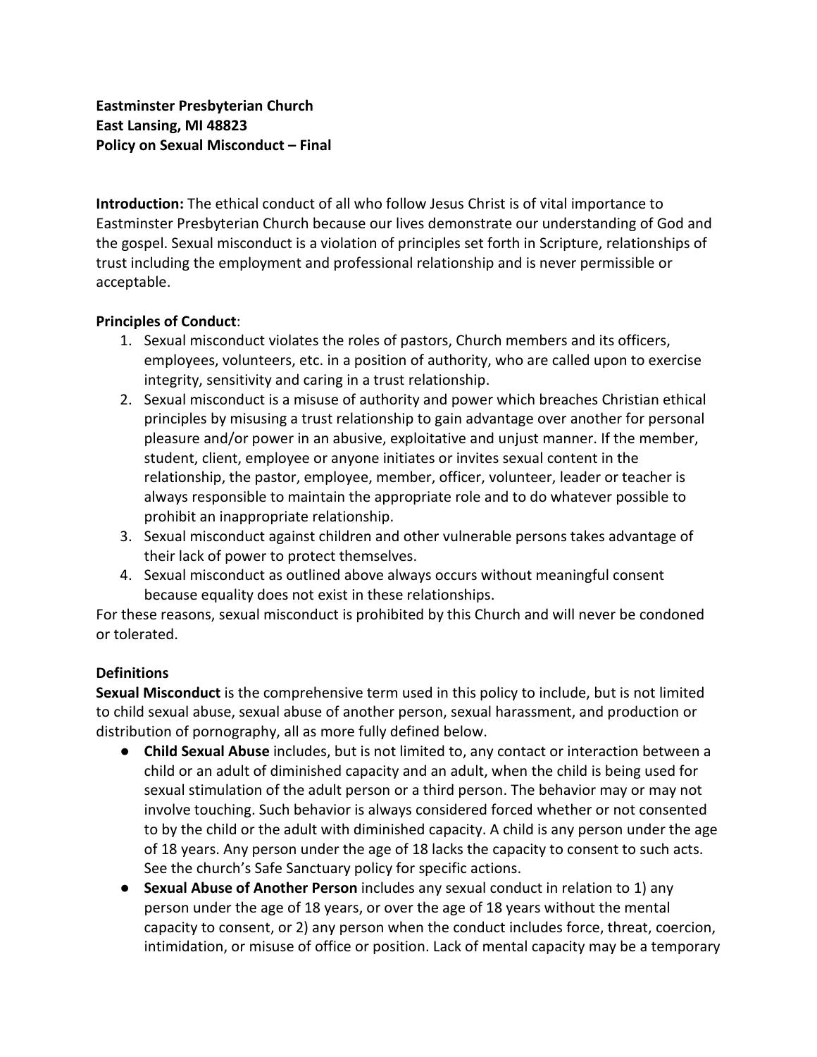**Eastminster Presbyterian Church**
**East Lansing, MI 48823**
**Policy on Sexual Misconduct – Final**

**Introduction:** The ethical conduct of all who follow Jesus Christ is of vital importance to Eastminster Presbyterian Church because our lives demonstrate our understanding of God and the gospel. Sexual misconduct is a violation of principles set forth in Scripture, relationships of trust including the employment and professional relationship and is never permissible or acceptable.

**Principles of Conduct**:

1. Sexual misconduct violates the roles of pastors, Church members and its officers, employees, volunteers, etc. in a position of authority, who are called upon to exercise integrity, sensitivity and caring in a trust relationship.
2. Sexual misconduct is a misuse of authority and power which breaches Christian ethical principles by misusing a trust relationship to gain advantage over another for personal pleasure and/or power in an abusive, exploitative and unjust manner. If the member, student, client, employee or anyone initiates or invites sexual content in the relationship, the pastor, employee, member, officer, volunteer, leader or teacher is always responsible to maintain the appropriate role and to do whatever possible to prohibit an inappropriate relationship.
3. Sexual misconduct against children and other vulnerable persons takes advantage of their lack of power to protect themselves.
4. Sexual misconduct as outlined above always occurs without meaningful consent because equality does not exist in these relationships.

For these reasons, sexual misconduct is prohibited by this Church and will never be condoned or tolerated.

**Definitions**

**Sexual Misconduct** is the comprehensive term used in this policy to include, but is not limited to child sexual abuse, sexual abuse of another person, sexual harassment, and production or distribution of pornography, all as more fully defined below.

- **Child Sexual Abuse** includes, but is not limited to, any contact or interaction between a child or an adult of diminished capacity and an adult, when the child is being used for sexual stimulation of the adult person or a third person. The behavior may or may not involve touching. Such behavior is always considered forced whether or not consented to by the child or the adult with diminished capacity. A child is any person under the age of 18 years. Any person under the age of 18 lacks the capacity to consent to such acts. See the church's Safe Sanctuary policy for specific actions.
- **Sexual Abuse of Another Person** includes any sexual conduct in relation to 1) any person under the age of 18 years, or over the age of 18 years without the mental capacity to consent, or 2) any person when the conduct includes force, threat, coercion, intimidation, or misuse of office or position. Lack of mental capacity may be a temporary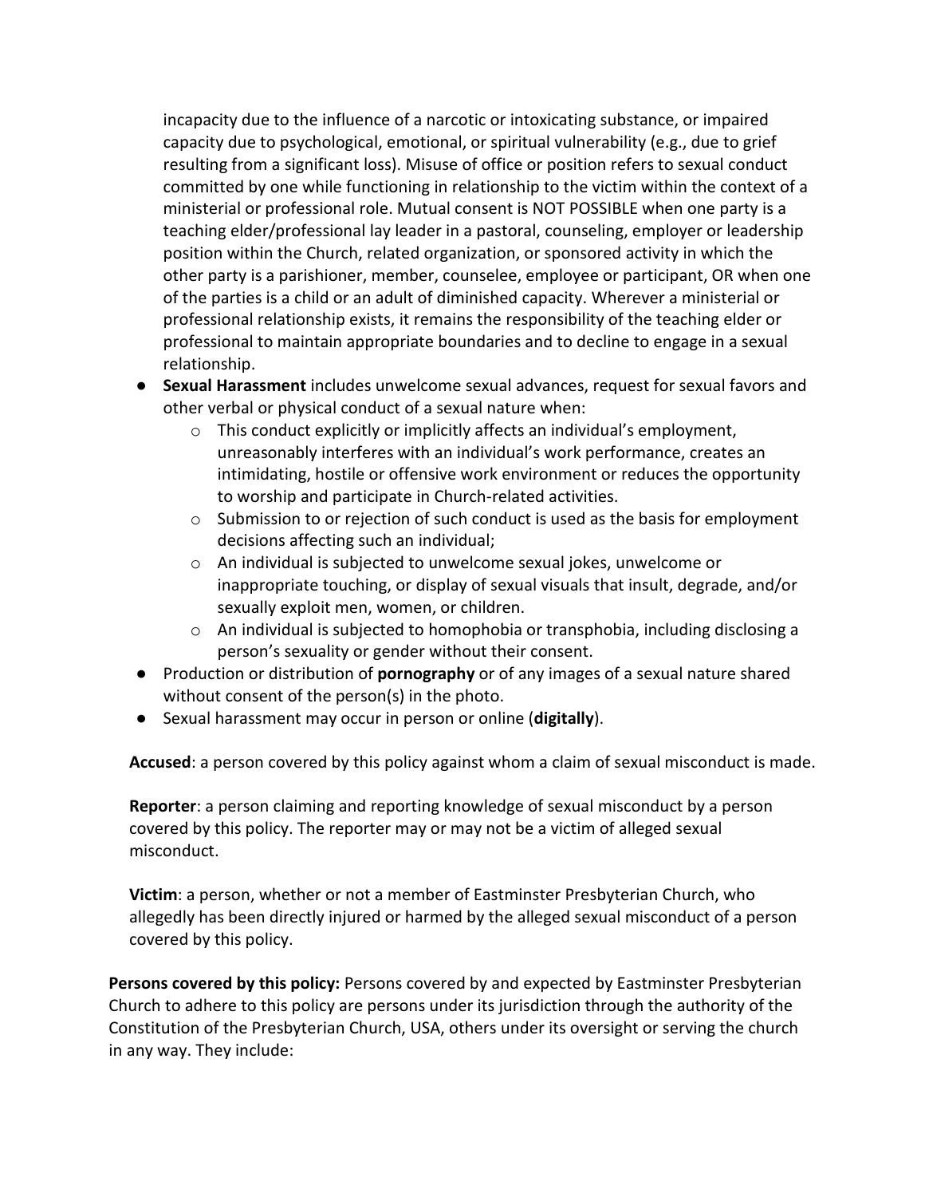incapacity due to the influence of a narcotic or intoxicating substance, or impaired capacity due to psychological, emotional, or spiritual vulnerability (e.g., due to grief resulting from a significant loss). Misuse of office or position refers to sexual conduct committed by one while functioning in relationship to the victim within the context of a ministerial or professional role. Mutual consent is NOT POSSIBLE when one party is a teaching elder/professional lay leader in a pastoral, counseling, employer or leadership position within the Church, related organization, or sponsored activity in which the other party is a parishioner, member, counselee, employee or participant, OR when one of the parties is a child or an adult of diminished capacity. Wherever a ministerial or professional relationship exists, it remains the responsibility of the teaching elder or professional to maintain appropriate boundaries and to decline to engage in a sexual relationship.

- **Sexual Harassment** includes unwelcome sexual advances, request for sexual favors and other verbal or physical conduct of a sexual nature when:
  - This conduct explicitly or implicitly affects an individual's employment, unreasonably interferes with an individual's work performance, creates an intimidating, hostile or offensive work environment or reduces the opportunity to worship and participate in Church-related activities.
  - Submission to or rejection of such conduct is used as the basis for employment decisions affecting such an individual;
  - An individual is subjected to unwelcome sexual jokes, unwelcome or inappropriate touching, or display of sexual visuals that insult, degrade, and/or sexually exploit men, women, or children.
  - An individual is subjected to homophobia or transphobia, including disclosing a person's sexuality or gender without their consent.
- Production or distribution of **pornography** or of any images of a sexual nature shared without consent of the person(s) in the photo.
- Sexual harassment may occur in person or online (**digitally**).

**Accused**: a person covered by this policy against whom a claim of sexual misconduct is made.

**Reporter**: a person claiming and reporting knowledge of sexual misconduct by a person covered by this policy. The reporter may or may not be a victim of alleged sexual misconduct.

**Victim**: a person, whether or not a member of Eastminster Presbyterian Church, who allegedly has been directly injured or harmed by the alleged sexual misconduct of a person covered by this policy.

**Persons covered by this policy:** Persons covered by and expected by Eastminster Presbyterian Church to adhere to this policy are persons under its jurisdiction through the authority of the Constitution of the Presbyterian Church, USA, others under its oversight or serving the church in any way. They include: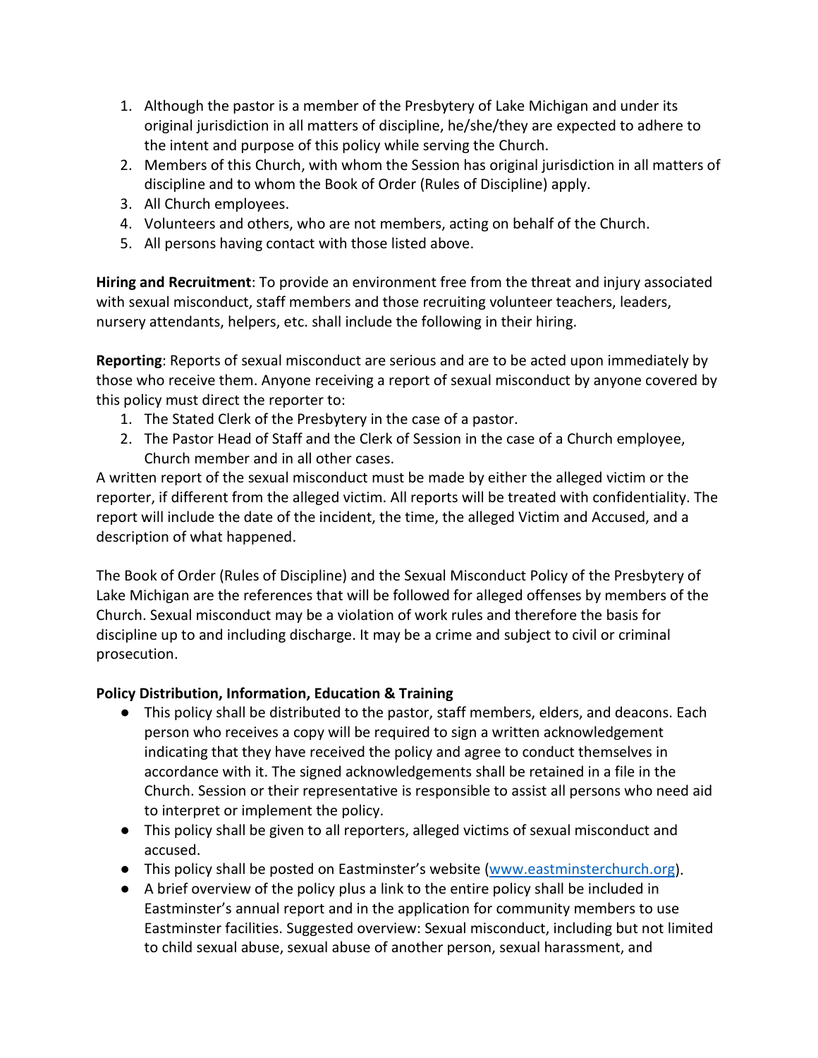1. Although the pastor is a member of the Presbytery of Lake Michigan and under its original jurisdiction in all matters of discipline, he/she/they are expected to adhere to the intent and purpose of this policy while serving the Church.
2. Members of this Church, with whom the Session has original jurisdiction in all matters of discipline and to whom the Book of Order (Rules of Discipline) apply.
3. All Church employees.
4. Volunteers and others, who are not members, acting on behalf of the Church.
5. All persons having contact with those listed above.

**Hiring and Recruitment**: To provide an environment free from the threat and injury associated with sexual misconduct, staff members and those recruiting volunteer teachers, leaders, nursery attendants, helpers, etc. shall include the following in their hiring.

**Reporting**: Reports of sexual misconduct are serious and are to be acted upon immediately by those who receive them. Anyone receiving a report of sexual misconduct by anyone covered by this policy must direct the reporter to:

1. The Stated Clerk of the Presbytery in the case of a pastor.
2. The Pastor Head of Staff and the Clerk of Session in the case of a Church employee, Church member and in all other cases.

A written report of the sexual misconduct must be made by either the alleged victim or the reporter, if different from the alleged victim. All reports will be treated with confidentiality. The report will include the date of the incident, the time, the alleged Victim and Accused, and a description of what happened.

The Book of Order (Rules of Discipline) and the Sexual Misconduct Policy of the Presbytery of Lake Michigan are the references that will be followed for alleged offenses by members of the Church. Sexual misconduct may be a violation of work rules and therefore the basis for discipline up to and including discharge. It may be a crime and subject to civil or criminal prosecution.

**Policy Distribution, Information, Education & Training**

- This policy shall be distributed to the pastor, staff members, elders, and deacons. Each person who receives a copy will be required to sign a written acknowledgement indicating that they have received the policy and agree to conduct themselves in accordance with it. The signed acknowledgements shall be retained in a file in the Church. Session or their representative is responsible to assist all persons who need aid to interpret or implement the policy.
- This policy shall be given to all reporters, alleged victims of sexual misconduct and accused.
- This policy shall be posted on Eastminster's website ([www.eastminsterchurch.org](http://www.eastminsterchurch.org)).
- A brief overview of the policy plus a link to the entire policy shall be included in Eastminster's annual report and in the application for community members to use Eastminster facilities. Suggested overview: Sexual misconduct, including but not limited to child sexual abuse, sexual abuse of another person, sexual harassment, and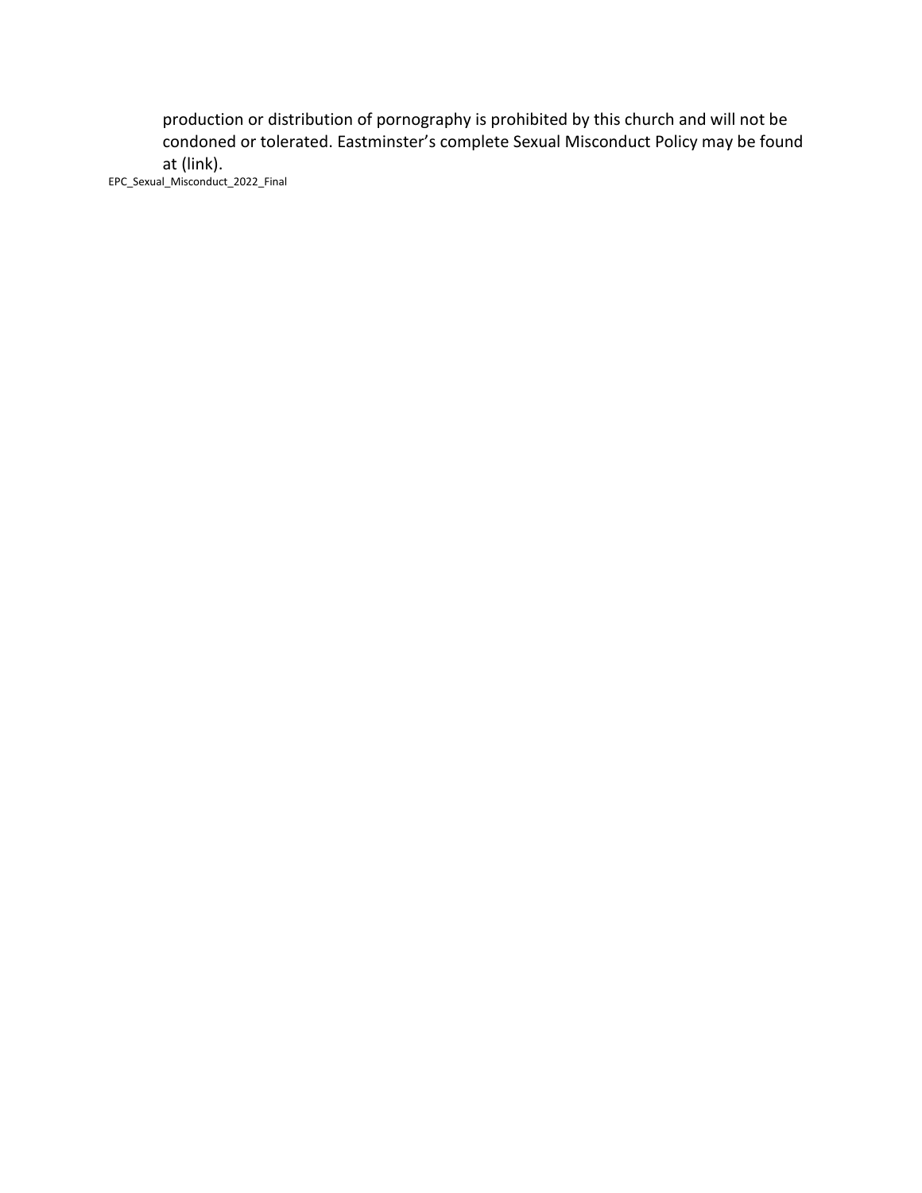production or distribution of pornography is prohibited by this church and will not be condoned or tolerated. Eastminster's complete Sexual Misconduct Policy may be found at (link).